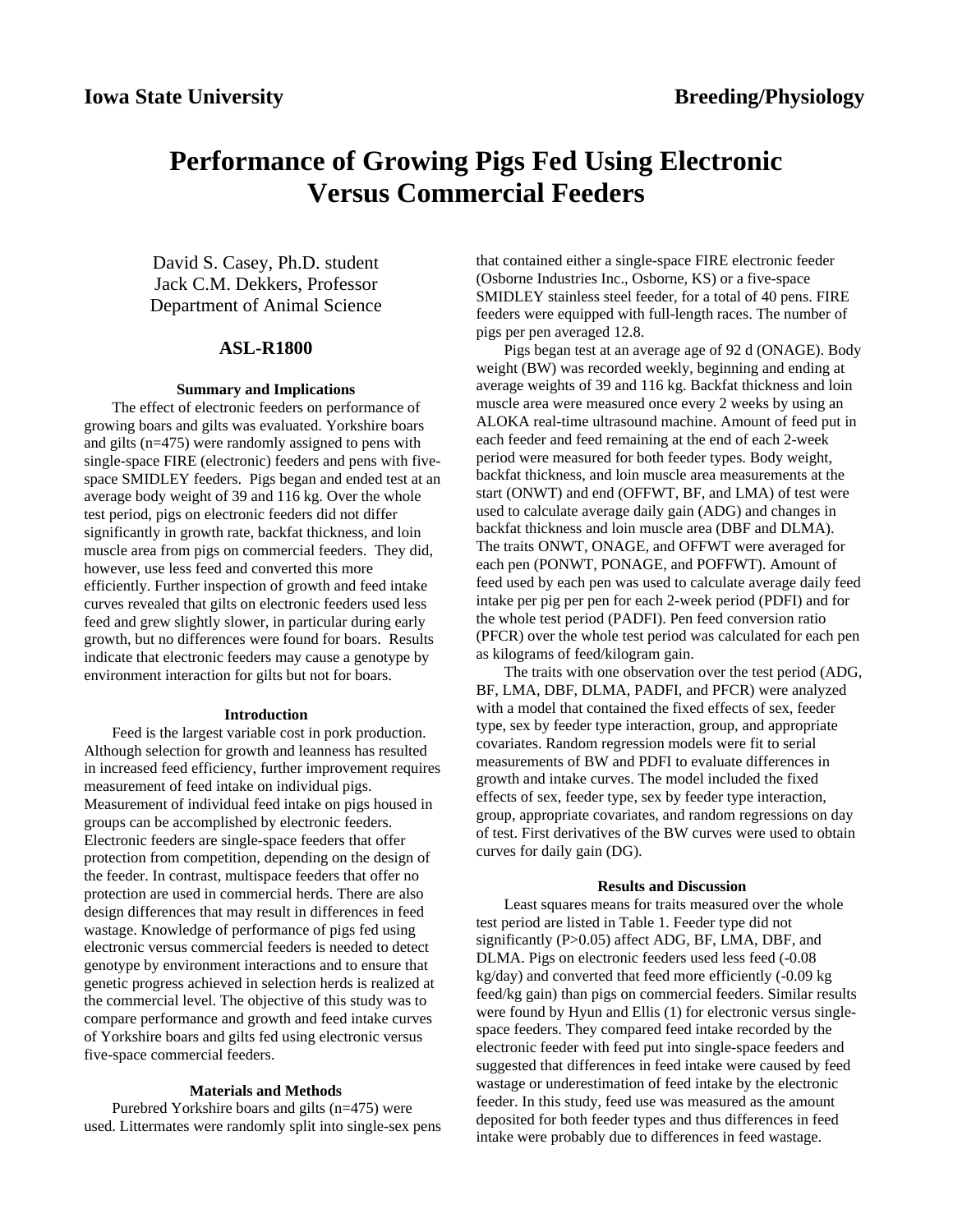Iowa State University | Breeding/Physiology

# Performance of Growing Pigs Fed Using Electronic Versus Commercial Feeders

David S. Casey, Ph.D. student
Jack C.M. Dekkers, Professor
Department of Animal Science

## ASL-R1800

### Summary and Implications

The effect of electronic feeders on performance of growing boars and gilts was evaluated. Yorkshire boars and gilts (n=475) were randomly assigned to pens with single-space FIRE (electronic) feeders and pens with five-space SMIDLEY feeders. Pigs began and ended test at an average body weight of 39 and 116 kg. Over the whole test period, pigs on electronic feeders did not differ significantly in growth rate, backfat thickness, and loin muscle area from pigs on commercial feeders. They did, however, use less feed and converted this more efficiently. Further inspection of growth and feed intake curves revealed that gilts on electronic feeders used less feed and grew slightly slower, in particular during early growth, but no differences were found for boars. Results indicate that electronic feeders may cause a genotype by environment interaction for gilts but not for boars.

### Introduction

Feed is the largest variable cost in pork production. Although selection for growth and leanness has resulted in increased feed efficiency, further improvement requires measurement of feed intake on individual pigs. Measurement of individual feed intake on pigs housed in groups can be accomplished by electronic feeders. Electronic feeders are single-space feeders that offer protection from competition, depending on the design of the feeder. In contrast, multispace feeders that offer no protection are used in commercial herds. There are also design differences that may result in differences in feed wastage. Knowledge of performance of pigs fed using electronic versus commercial feeders is needed to detect genotype by environment interactions and to ensure that genetic progress achieved in selection herds is realized at the commercial level. The objective of this study was to compare performance and growth and feed intake curves of Yorkshire boars and gilts fed using electronic versus five-space commercial feeders.

### Materials and Methods

Purebred Yorkshire boars and gilts (n=475) were used. Littermates were randomly split into single-sex pens that contained either a single-space FIRE electronic feeder (Osborne Industries Inc., Osborne, KS) or a five-space SMIDLEY stainless steel feeder, for a total of 40 pens. FIRE feeders were equipped with full-length races. The number of pigs per pen averaged 12.8.

Pigs began test at an average age of 92 d (ONAGE). Body weight (BW) was recorded weekly, beginning and ending at average weights of 39 and 116 kg. Backfat thickness and loin muscle area were measured once every 2 weeks by using an ALOKA real-time ultrasound machine. Amount of feed put in each feeder and feed remaining at the end of each 2-week period were measured for both feeder types. Body weight, backfat thickness, and loin muscle area measurements at the start (ONWT) and end (OFFWT, BF, and LMA) of test were used to calculate average daily gain (ADG) and changes in backfat thickness and loin muscle area (DBF and DLMA). The traits ONWT, ONAGE, and OFFWT were averaged for each pen (PONWT, PONAGE, and POFFWT). Amount of feed used by each pen was used to calculate average daily feed intake per pig per pen for each 2-week period (PDFI) and for the whole test period (PADFI). Pen feed conversion ratio (PFCR) over the whole test period was calculated for each pen as kilograms of feed/kilogram gain.

The traits with one observation over the test period (ADG, BF, LMA, DBF, DLMA, PADFI, and PFCR) were analyzed with a model that contained the fixed effects of sex, feeder type, sex by feeder type interaction, group, and appropriate covariates. Random regression models were fit to serial measurements of BW and PDFI to evaluate differences in growth and intake curves. The model included the fixed effects of sex, feeder type, sex by feeder type interaction, group, appropriate covariates, and random regressions on day of test. First derivatives of the BW curves were used to obtain curves for daily gain (DG).

### Results and Discussion

Least squares means for traits measured over the whole test period are listed in Table 1. Feeder type did not significantly ($P>0.05$) affect ADG, BF, LMA, DBF, and DLMA. Pigs on electronic feeders used less feed (-0.08 kg/day) and converted that feed more efficiently (-0.09 kg feed/kg gain) than pigs on commercial feeders. Similar results were found by Hyun and Ellis (1) for electronic versus single-space feeders. They compared feed intake recorded by the electronic feeder with feed put into single-space feeders and suggested that differences in feed intake were caused by feed wastage or underestimation of feed intake by the electronic feeder. In this study, feed use was measured as the amount deposited for both feeder types and thus differences in feed intake were probably due to differences in feed wastage.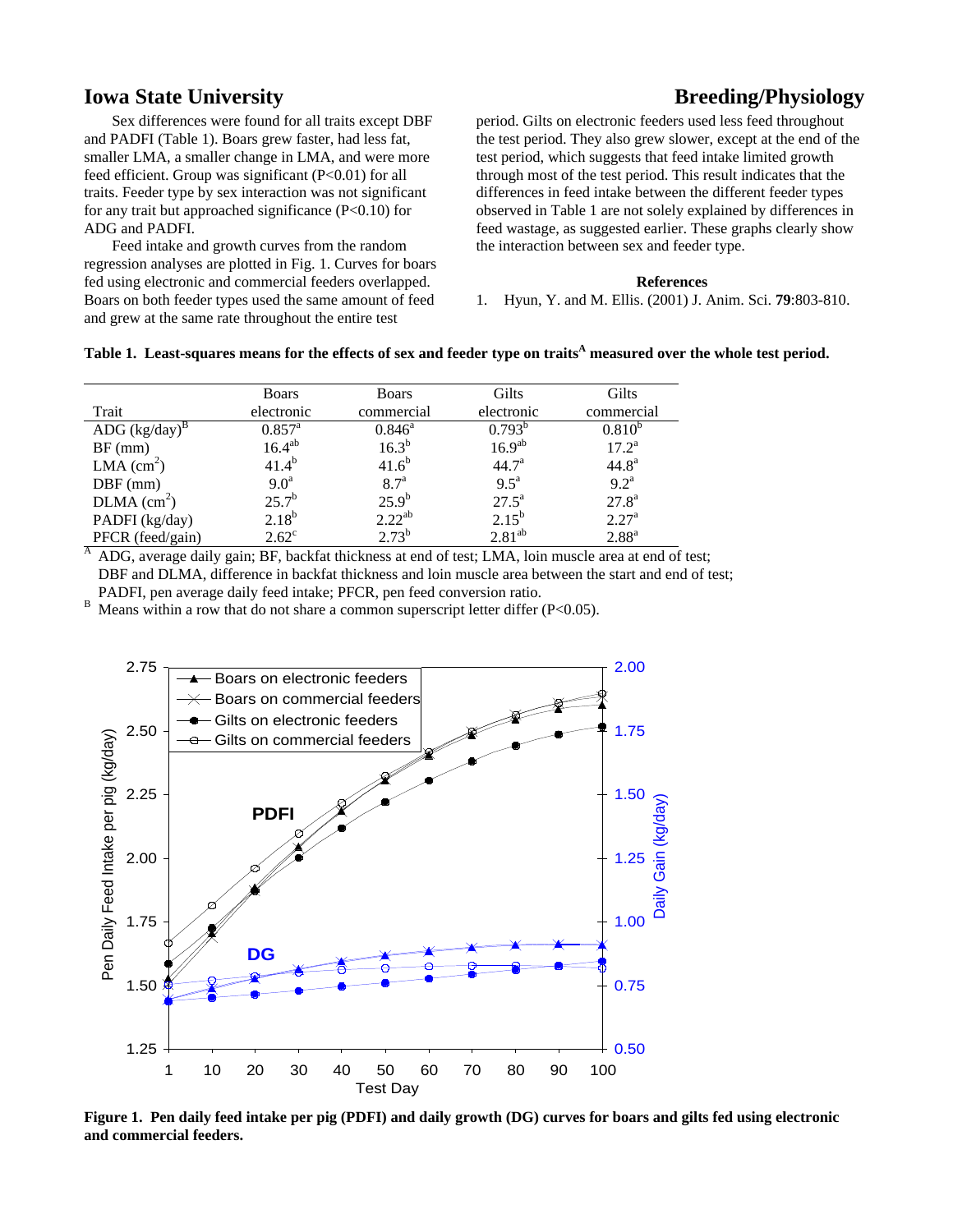Sex differences were found for all traits except DBF and PADFI (Table 1). Boars grew faster, had less fat, smaller LMA, a smaller change in LMA, and were more feed efficient. Group was significant (P<0.01) for all traits. Feeder type by sex interaction was not significant for any trait but approached significance (P<0.10) for ADG and PADFI.

Feed intake and growth curves from the random regression analyses are plotted in Fig. 1. Curves for boars fed using electronic and commercial feeders overlapped. Boars on both feeder types used the same amount of feed and grew at the same rate throughout the entire test period. Gilts on electronic feeders used less feed throughout the test period. They also grew slower, except at the end of the test period, which suggests that feed intake limited growth through most of the test period. This result indicates that the differences in feed intake between the different feeder types observed in Table 1 are not solely explained by differences in feed wastage, as suggested earlier. These graphs clearly show the interaction between sex and feeder type.

**References**

1. Hyun, Y. and M. Ellis. (2001) J. Anim. Sci. **79**:803-810.

**Table 1. Least-squares means for the effects of sex and feeder type on traits[A] measured over the whole test period.**

| Trait | Boars electronic | Boars commercial | Gilts electronic | Gilts commercial |
|---|---|---|---|---|
| ADG (kg/day)[B] | 0.857[a] | 0.846[a] | 0.793[b] | 0.810[b] |
| BF (mm) | 16.4[ab] | 16.3[b] | 16.9[ab] | 17.2[a] |
| LMA ($cm^2$) | 41.4[b] | 41.6[b] | 44.7[a] | 44.8[a] |
| DBF (mm) | 9.0[a] | 8.7[a] | 9.5[a] | 9.2[a] |
| DLMA ($cm^2$) | 25.7[b] | 25.9[b] | 27.5[a] | 27.8[a] |
| PADFI (kg/day) | 2.18[b] | 2.22[ab] | 2.15[b] | 2.27[a] |
| PFCR (feed/gain) | 2.62[c] | 2.73[b] | 2.81[ab] | 2.88[a] |

[A] ADG, average daily gain; BF, backfat thickness at end of test; LMA, loin muscle area at end of test; DBF and DLMA, difference in backfat thickness and loin muscle area between the start and end of test; PADFI, pen average daily feed intake; PFCR, pen feed conversion ratio.

[B] Means within a row that do not share a common superscript letter differ (P<0.05).

Boars on electronic feeders
Boars on commercial feeders
Gilts on electronic feeders
Gilts on commercial feeders

PDFI

DG

Pen Daily Feed Intake per pig (kg/day)

Daily Gain (kg/day)

Test Day

1.25, 1.50, 1.75, 2.00, 2.25, 2.50, 2.75

0.50, 0.75, 1.00, 1.25, 1.50, 1.75, 2.00

1, 10, 20, 30, 40, 50, 60, 70, 80, 90, 100

**Figure 1. Pen daily feed intake per pig (PDFI) and daily growth (DG) curves for boars and gilts fed using electronic and commercial feeders.**